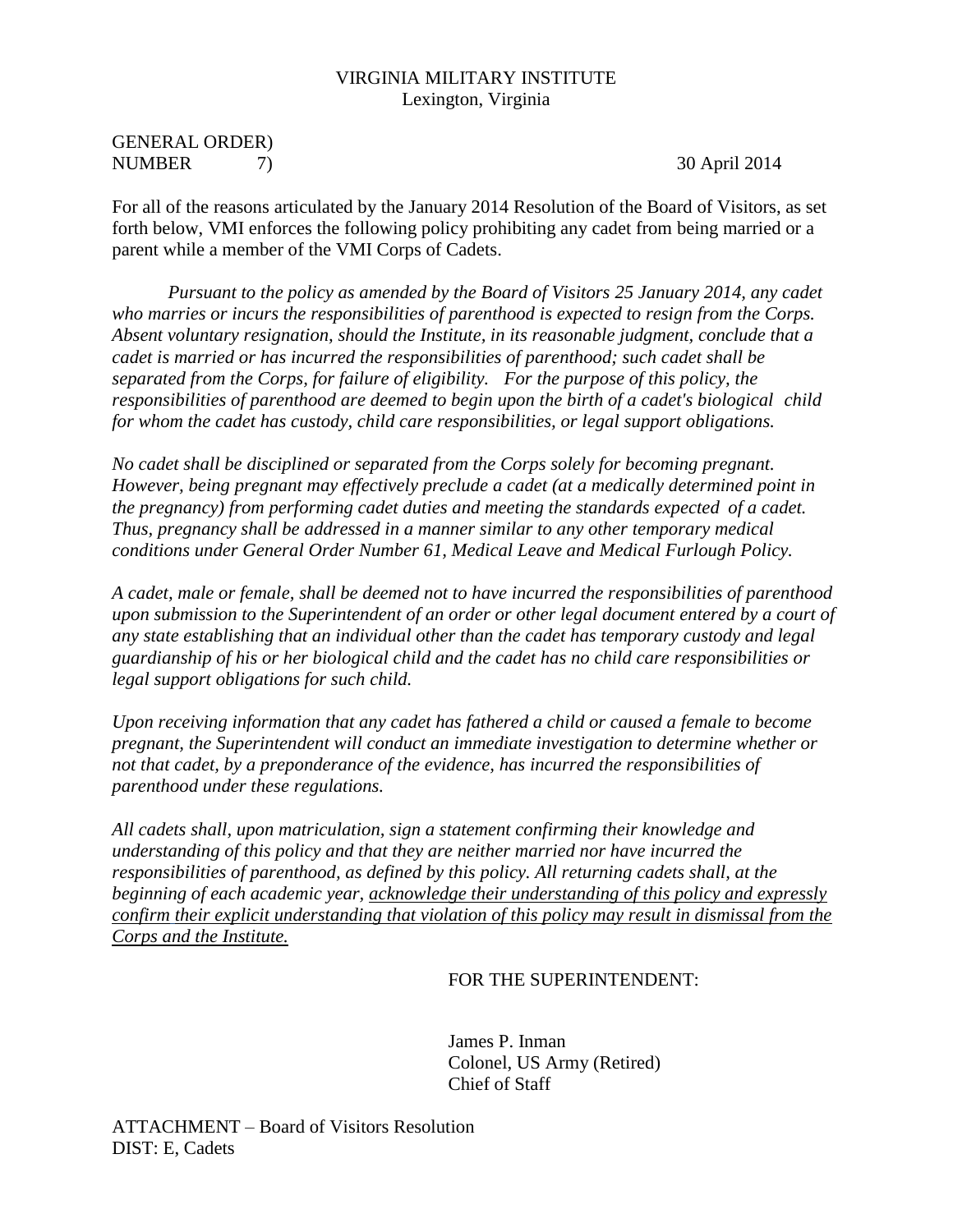VIRGINIA MILITARY INSTITUTE
Lexington, Virginia

GENERAL ORDER)
NUMBER 7) 30 April 2014

For all of the reasons articulated by the January 2014 Resolution of the Board of Visitors, as set forth below, VMI enforces the following policy prohibiting any cadet from being married or a parent while a member of the VMI Corps of Cadets.

*Pursuant to the policy as amended by the Board of Visitors 25 January 2014, any cadet who marries or incurs the responsibilities of parenthood is expected to resign from the Corps. Absent voluntary resignation, should the Institute, in its reasonable judgment, conclude that a cadet is married or has incurred the responsibilities of parenthood; such cadet shall be separated from the Corps, for failure of eligibility. For the purpose of this policy, the responsibilities of parenthood are deemed to begin upon the birth of a cadet's biological child for whom the cadet has custody, child care responsibilities, or legal support obligations.*

*No cadet shall be disciplined or separated from the Corps solely for becoming pregnant. However, being pregnant may effectively preclude a cadet (at a medically determined point in the pregnancy) from performing cadet duties and meeting the standards expected of a cadet. Thus, pregnancy shall be addressed in a manner similar to any other temporary medical conditions under General Order Number 61, Medical Leave and Medical Furlough Policy.*

*A cadet, male or female, shall be deemed not to have incurred the responsibilities of parenthood upon submission to the Superintendent of an order or other legal document entered by a court of any state establishing that an individual other than the cadet has temporary custody and legal guardianship of his or her biological child and the cadet has no child care responsibilities or legal support obligations for such child.*

*Upon receiving information that any cadet has fathered a child or caused a female to become pregnant, the Superintendent will conduct an immediate investigation to determine whether or not that cadet, by a preponderance of the evidence, has incurred the responsibilities of parenthood under these regulations.*

*All cadets shall, upon matriculation, sign a statement confirming their knowledge and understanding of this policy and that they are neither married nor have incurred the responsibilities of parenthood, as defined by this policy. All returning cadets shall, at the beginning of each academic year, <u>acknowledge their understanding of this policy and expressly confirm their explicit understanding that violation of this policy may result in dismissal from the Corps and the Institute.</u>*

FOR THE SUPERINTENDENT:

James P. Inman
Colonel, US Army (Retired)
Chief of Staff

ATTACHMENT – Board of Visitors Resolution
DIST: E, Cadets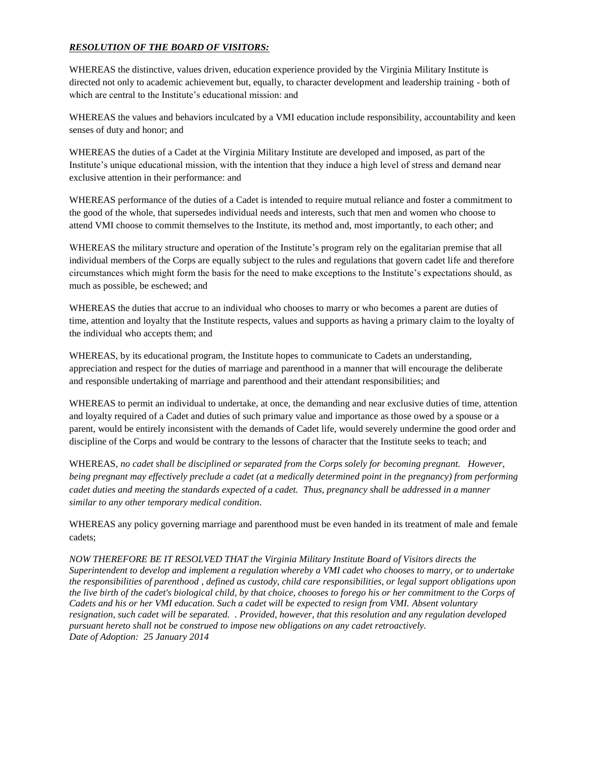***RESOLUTION OF THE BOARD OF VISITORS:***

WHEREAS the distinctive, values driven, education experience provided by the Virginia Military Institute is directed not only to academic achievement but, equally, to character development and leadership training - both of which are central to the Institute's educational mission: and

WHEREAS the values and behaviors inculcated by a VMI education include responsibility, accountability and keen senses of duty and honor; and

WHEREAS the duties of a Cadet at the Virginia Military Institute are developed and imposed, as part of the Institute's unique educational mission, with the intention that they induce a high level of stress and demand near exclusive attention in their performance: and

WHEREAS performance of the duties of a Cadet is intended to require mutual reliance and foster a commitment to the good of the whole, that supersedes individual needs and interests, such that men and women who choose to attend VMI choose to commit themselves to the Institute, its method and, most importantly, to each other; and

WHEREAS the military structure and operation of the Institute's program rely on the egalitarian premise that all individual members of the Corps are equally subject to the rules and regulations that govern cadet life and therefore circumstances which might form the basis for the need to make exceptions to the Institute's expectations should, as much as possible, be eschewed; and

WHEREAS the duties that accrue to an individual who chooses to marry or who becomes a parent are duties of time, attention and loyalty that the Institute respects, values and supports as having a primary claim to the loyalty of the individual who accepts them; and

WHEREAS, by its educational program, the Institute hopes to communicate to Cadets an understanding, appreciation and respect for the duties of marriage and parenthood in a manner that will encourage the deliberate and responsible undertaking of marriage and parenthood and their attendant responsibilities; and

WHEREAS to permit an individual to undertake, at once, the demanding and near exclusive duties of time, attention and loyalty required of a Cadet and duties of such primary value and importance as those owed by a spouse or a parent, would be entirely inconsistent with the demands of Cadet life, would severely undermine the good order and discipline of the Corps and would be contrary to the lessons of character that the Institute seeks to teach; and

WHEREAS, *no cadet shall be disciplined or separated from the Corps solely for becoming pregnant. However, being pregnant may effectively preclude a cadet (at a medically determined point in the pregnancy) from performing cadet duties and meeting the standards expected of a cadet. Thus, pregnancy shall be addressed in a manner similar to any other temporary medical condition.*

WHEREAS any policy governing marriage and parenthood must be even handed in its treatment of male and female cadets;

*NOW THEREFORE BE IT RESOLVED THAT the Virginia Military Institute Board of Visitors directs the Superintendent to develop and implement a regulation whereby a VMI cadet who chooses to marry, or to undertake the responsibilities of parenthood , defined as custody, child care responsibilities, or legal support obligations upon the live birth of the cadet's biological child, by that choice, chooses to forego his or her commitment to the Corps of Cadets and his or her VMI education. Such a cadet will be expected to resign from VMI. Absent voluntary resignation, such cadet will be separated. . Provided, however, that this resolution and any regulation developed pursuant hereto shall not be construed to impose new obligations on any cadet retroactively.*
*Date of Adoption: 25 January 2014*